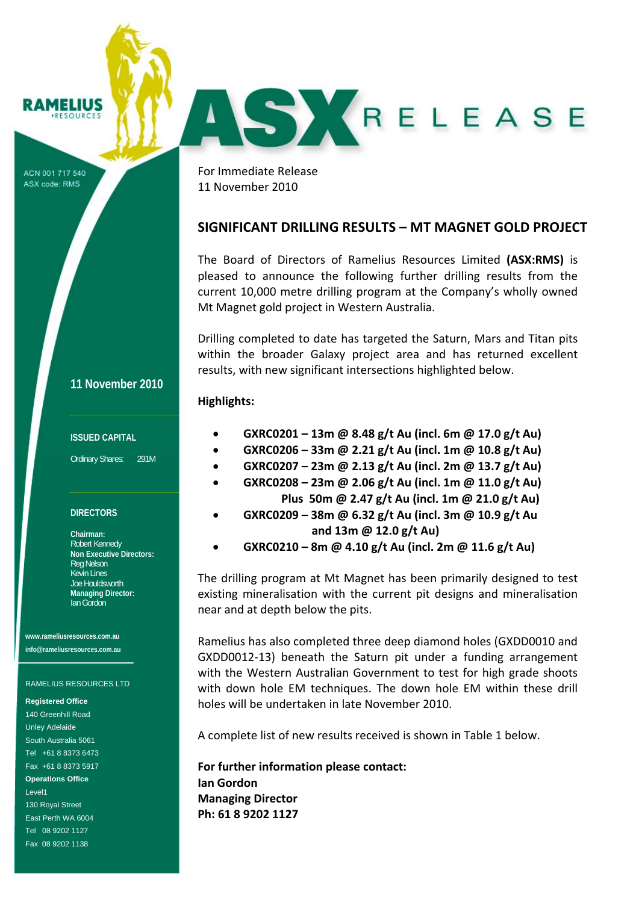RAMELIUS RESOURCES

ACN 001 717 540
ASX code: RMS

# ASX RELEASE

For Immediate Release
11 November 2010

## SIGNIFICANT DRILLING RESULTS – MT MAGNET GOLD PROJECT

The Board of Directors of Ramelius Resources Limited **(ASX:RMS)** is pleased to announce the following further drilling results from the current 10,000 metre drilling program at the Company's wholly owned Mt Magnet gold project in Western Australia.

Drilling completed to date has targeted the Saturn, Mars and Titan pits within the broader Galaxy project area and has returned excellent results, with new significant intersections highlighted below.

**Highlights:**

- **GXRC0201 – 13m @ 8.48 g/t Au (incl. 6m @ 17.0 g/t Au)**
- **GXRC0206 – 33m @ 2.21 g/t Au (incl. 1m @ 10.8 g/t Au)**
- **GXRC0207 – 23m @ 2.13 g/t Au (incl. 2m @ 13.7 g/t Au)**
- **GXRC0208 – 23m @ 2.06 g/t Au (incl. 1m @ 11.0 g/t Au)**
  **Plus 50m @ 2.47 g/t Au (incl. 1m @ 21.0 g/t Au)**
- **GXRC0209 – 38m @ 6.32 g/t Au (incl. 3m @ 10.9 g/t Au and 13m @ 12.0 g/t Au)**
- **GXRC0210 – 8m @ 4.10 g/t Au (incl. 2m @ 11.6 g/t Au)**

The drilling program at Mt Magnet has been primarily designed to test existing mineralisation with the current pit designs and mineralisation near and at depth below the pits.

Ramelius has also completed three deep diamond holes (GXDD0010 and GXDD0012-13) beneath the Saturn pit under a funding arrangement with the Western Australian Government to test for high grade shoots with down hole EM techniques. The down hole EM within these drill holes will be undertaken in late November 2010.

A complete list of new results received is shown in Table 1 below.

**For further information please contact:**
**Ian Gordon**
**Managing Director**
**Ph: 61 8 9202 1127**

**11 November 2010**

**ISSUED CAPITAL**

Ordinary Shares: 291M

**DIRECTORS**

**Chairman:**
Robert Kennedy
**Non Executive Directors:**
Reg Nelson
Kevin Lines
Joe Houldsworth
**Managing Director:**
Ian Gordon

www.rameliusresources.com.au
info@rameliusresources.com.au

RAMELIUS RESOURCES LTD

**Registered Office**
140 Greenhill Road
Unley Adelaide
South Australia 5061
Tel +61 8 8373 6473
Fax +61 8 8373 5917

**Operations Office**
Level1
130 Royal Street
East Perth WA 6004
Tel 08 9202 1127
Fax 08 9202 1138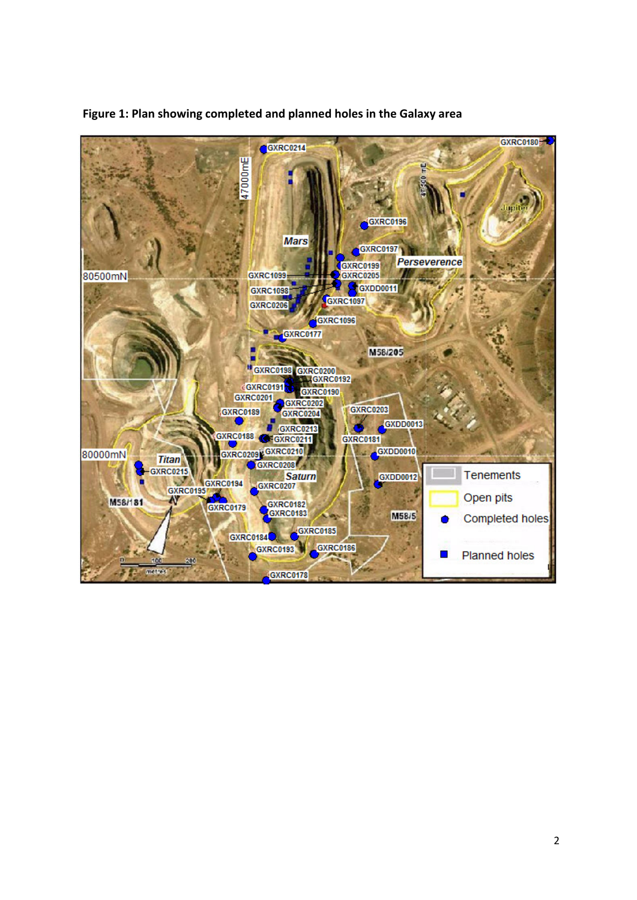**Figure 1: Plan showing completed and planned holes in the Galaxy area**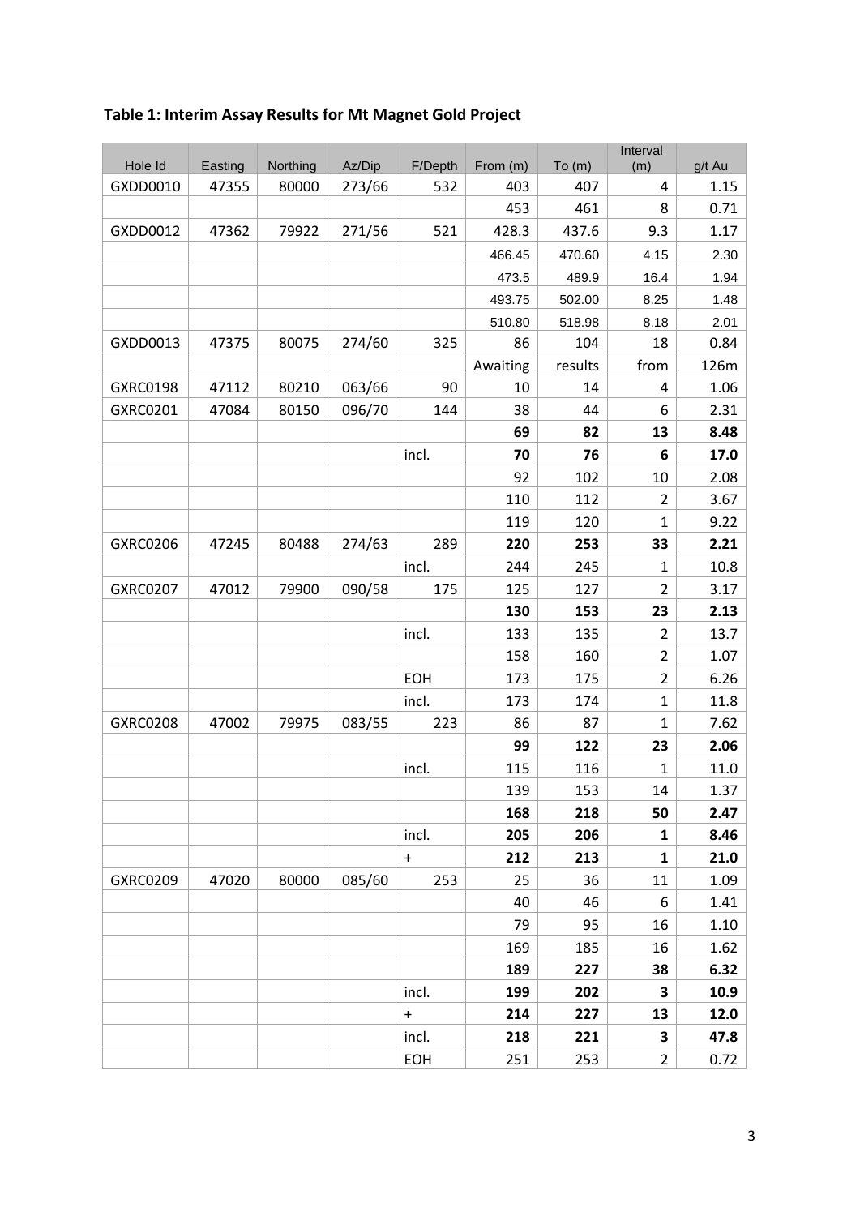**Table 1: Interim Assay Results for Mt Magnet Gold Project**

| Hole Id | Easting | Northing | Az/Dip | F/Depth | From (m) | To (m) | Interval (m) | g/t Au |
|---|---|---|---|---|---|---|---|---|
| GXDD0010 | 47355 | 80000 | 273/66 | 532 | 403 | 407 | 4 | 1.15 |
| | | | | | 453 | 461 | 8 | 0.71 |
| GXDD0012 | 47362 | 79922 | 271/56 | 521 | 428.3 | 437.6 | 9.3 | 1.17 |
| | | | | | 466.45 | 470.60 | 4.15 | 2.30 |
| | | | | | 473.5 | 489.9 | 16.4 | 1.94 |
| | | | | | 493.75 | 502.00 | 8.25 | 1.48 |
| | | | | | 510.80 | 518.98 | 8.18 | 2.01 |
| GXDD0013 | 47375 | 80075 | 274/60 | 325 | 86 | 104 | 18 | 0.84 |
| | | | | | Awaiting | results | from | 126m |
| GXRC0198 | 47112 | 80210 | 063/66 | 90 | 10 | 14 | 4 | 1.06 |
| GXRC0201 | 47084 | 80150 | 096/70 | 144 | 38 | 44 | 6 | 2.31 |
| | | | | | **69** | **82** | **13** | **8.48** |
| | | | | incl. | **70** | **76** | **6** | **17.0** |
| | | | | | 92 | 102 | 10 | 2.08 |
| | | | | | 110 | 112 | 2 | 3.67 |
| | | | | | 119 | 120 | 1 | 9.22 |
| GXRC0206 | 47245 | 80488 | 274/63 | 289 | **220** | **253** | **33** | **2.21** |
| | | | | incl. | 244 | 245 | 1 | 10.8 |
| GXRC0207 | 47012 | 79900 | 090/58 | 175 | 125 | 127 | 2 | 3.17 |
| | | | | | **130** | **153** | **23** | **2.13** |
| | | | | incl. | 133 | 135 | 2 | 13.7 |
| | | | | | 158 | 160 | 2 | 1.07 |
| | | | | EOH | 173 | 175 | 2 | 6.26 |
| | | | | incl. | 173 | 174 | 1 | 11.8 |
| GXRC0208 | 47002 | 79975 | 083/55 | 223 | 86 | 87 | 1 | 7.62 |
| | | | | | **99** | **122** | **23** | **2.06** |
| | | | | incl. | 115 | 116 | 1 | 11.0 |
| | | | | | 139 | 153 | 14 | 1.37 |
| | | | | | **168** | **218** | **50** | **2.47** |
| | | | | incl. | **205** | **206** | **1** | **8.46** |
| | | | | + | **212** | **213** | **1** | **21.0** |
| GXRC0209 | 47020 | 80000 | 085/60 | 253 | 25 | 36 | 11 | 1.09 |
| | | | | | 40 | 46 | 6 | 1.41 |
| | | | | | 79 | 95 | 16 | 1.10 |
| | | | | | 169 | 185 | 16 | 1.62 |
| | | | | | **189** | **227** | **38** | **6.32** |
| | | | | incl. | **199** | **202** | **3** | **10.9** |
| | | | | + | **214** | **227** | **13** | **12.0** |
| | | | | incl. | **218** | **221** | **3** | **47.8** |
| | | | | EOH | 251 | 253 | 2 | 0.72 |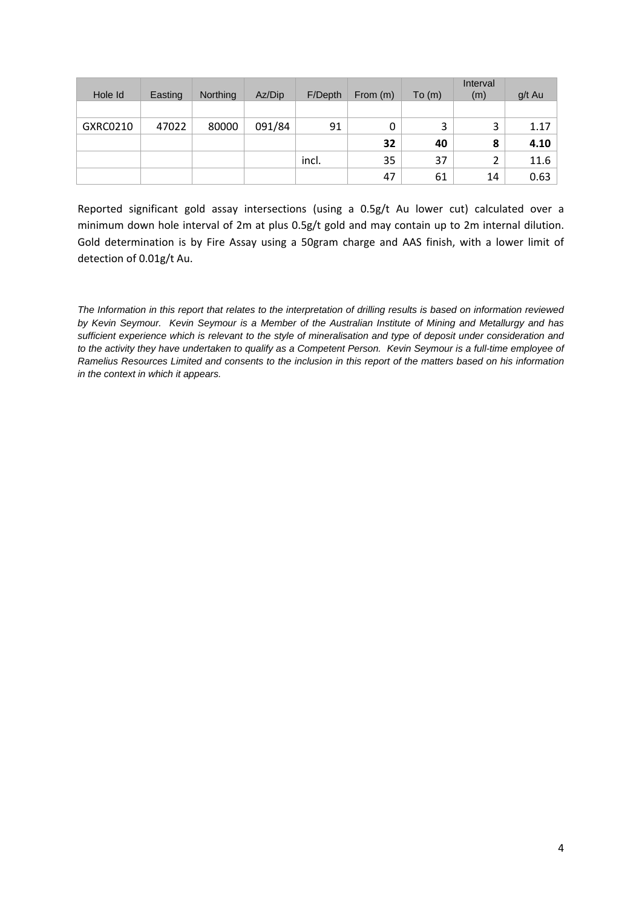| Hole Id | Easting | Northing | Az/Dip | F/Depth | From (m) | To (m) | Interval (m) | g/t Au |
|---|---|---|---|---|---|---|---|---|
| | | | | | | | | |
| GXRC0210 | 47022 | 80000 | 091/84 | 91 | 0 | 3 | 3 | 1.17 |
| | | | | | **32** | **40** | **8** | **4.10** |
| | | | | incl. | 35 | 37 | 2 | 11.6 |
| | | | | | 47 | 61 | 14 | 0.63 |

Reported significant gold assay intersections (using a 0.5g/t Au lower cut) calculated over a minimum down hole interval of 2m at plus 0.5g/t gold and may contain up to 2m internal dilution. Gold determination is by Fire Assay using a 50gram charge and AAS finish, with a lower limit of detection of 0.01g/t Au.

*The Information in this report that relates to the interpretation of drilling results is based on information reviewed by Kevin Seymour. Kevin Seymour is a Member of the Australian Institute of Mining and Metallurgy and has sufficient experience which is relevant to the style of mineralisation and type of deposit under consideration and to the activity they have undertaken to qualify as a Competent Person. Kevin Seymour is a full-time employee of Ramelius Resources Limited and consents to the inclusion in this report of the matters based on his information in the context in which it appears.*